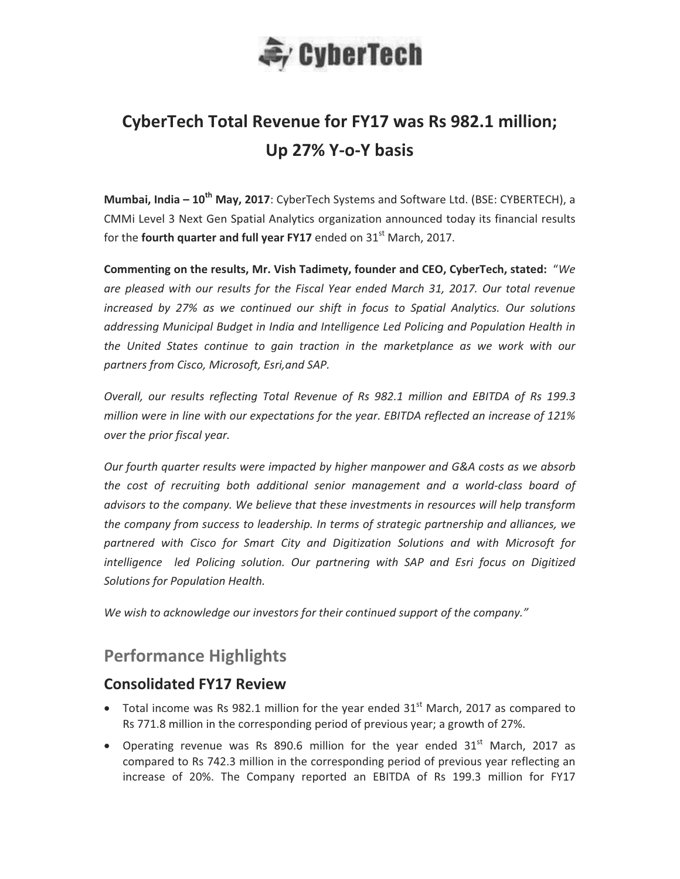CyberTech

# CyberTech Total Revenue for FY17 was Rs 982.1 million; Up 27% Y-o-Y basis

**Mumbai, India – 10th May, 2017**: CyberTech Systems and Software Ltd. (BSE: CYBERTECH), a CMMi Level 3 Next Gen Spatial Analytics organization announced today its financial results for the **fourth quarter and full year FY17** ended on 31st March, 2017.

**Commenting on the results, Mr. Vish Tadimety, founder and CEO, CyberTech, stated:** "*We are pleased with our results for the Fiscal Year ended March 31, 2017. Our total revenue increased by 27% as we continued our shift in focus to Spatial Analytics. Our solutions addressing Municipal Budget in India and Intelligence Led Policing and Population Health in the United States continue to gain traction in the marketplance as we work with our partners from Cisco, Microsoft, Esri,and SAP.*

*Overall, our results reflecting Total Revenue of Rs 982.1 million and EBITDA of Rs 199.3 million were in line with our expectations for the year. EBITDA reflected an increase of 121% over the prior fiscal year.*

*Our fourth quarter results were impacted by higher manpower and G&A costs as we absorb the cost of recruiting both additional senior management and a world-class board of advisors to the company. We believe that these investments in resources will help transform the company from success to leadership. In terms of strategic partnership and alliances, we partnered with Cisco for Smart City and Digitization Solutions and with Microsoft for intelligence led Policing solution. Our partnering with SAP and Esri focus on Digitized Solutions for Population Health.*

*We wish to acknowledge our investors for their continued support of the company.*"

## Performance Highlights

### Consolidated FY17 Review

- Total income was Rs 982.1 million for the year ended 31st March, 2017 as compared to Rs 771.8 million in the corresponding period of previous year; a growth of 27%.
- Operating revenue was Rs 890.6 million for the year ended 31st March, 2017 as compared to Rs 742.3 million in the corresponding period of previous year reflecting an increase of 20%. The Company reported an EBITDA of Rs 199.3 million for FY17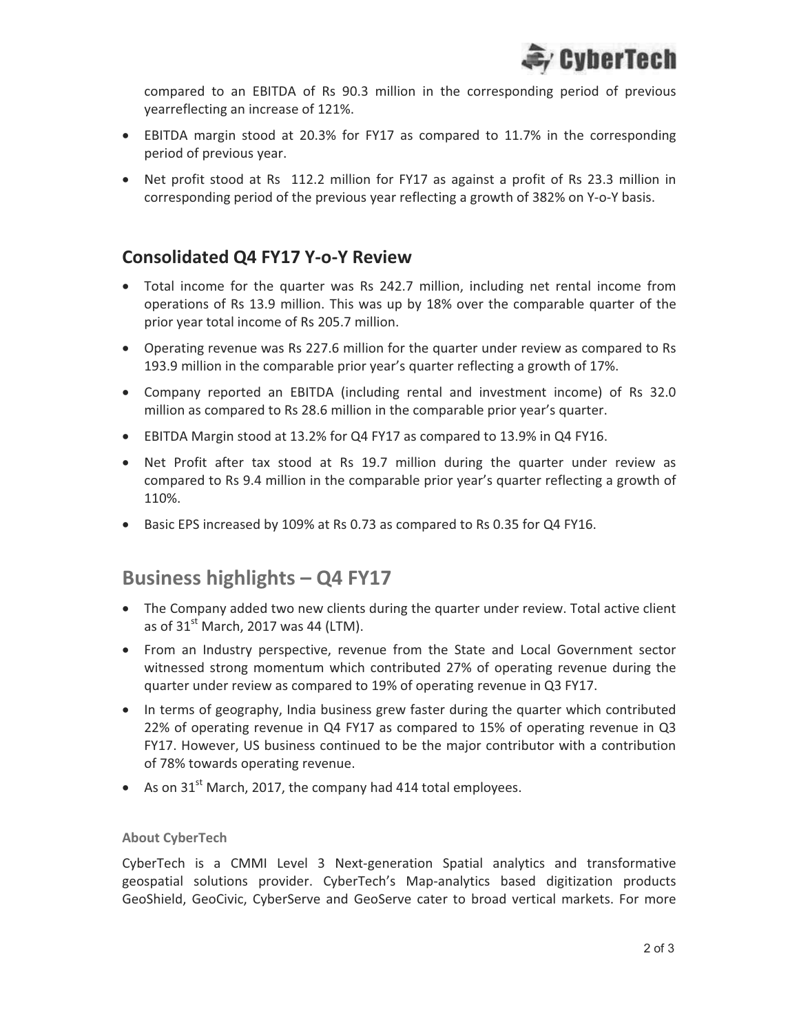compared to an EBITDA of Rs 90.3 million in the corresponding period of previous yearreflecting an increase of 121%.

- EBITDA margin stood at 20.3% for FY17 as compared to 11.7% in the corresponding period of previous year.
- Net profit stood at Rs 112.2 million for FY17 as against a profit of Rs 23.3 million in corresponding period of the previous year reflecting a growth of 382% on Y-o-Y basis.

## Consolidated Q4 FY17 Y-o-Y Review

- Total income for the quarter was Rs 242.7 million, including net rental income from operations of Rs 13.9 million. This was up by 18% over the comparable quarter of the prior year total income of Rs 205.7 million.
- Operating revenue was Rs 227.6 million for the quarter under review as compared to Rs 193.9 million in the comparable prior year's quarter reflecting a growth of 17%.
- Company reported an EBITDA (including rental and investment income) of Rs 32.0 million as compared to Rs 28.6 million in the comparable prior year's quarter.
- EBITDA Margin stood at 13.2% for Q4 FY17 as compared to 13.9% in Q4 FY16.
- Net Profit after tax stood at Rs 19.7 million during the quarter under review as compared to Rs 9.4 million in the comparable prior year's quarter reflecting a growth of 110%.
- Basic EPS increased by 109% at Rs 0.73 as compared to Rs 0.35 for Q4 FY16.

## Business highlights – Q4 FY17

- The Company added two new clients during the quarter under review. Total active client as of 31st March, 2017 was 44 (LTM).
- From an Industry perspective, revenue from the State and Local Government sector witnessed strong momentum which contributed 27% of operating revenue during the quarter under review as compared to 19% of operating revenue in Q3 FY17.
- In terms of geography, India business grew faster during the quarter which contributed 22% of operating revenue in Q4 FY17 as compared to 15% of operating revenue in Q3 FY17. However, US business continued to be the major contributor with a contribution of 78% towards operating revenue.
- As on 31st March, 2017, the company had 414 total employees.

#### About CyberTech

CyberTech is a CMMI Level 3 Next-generation Spatial analytics and transformative geospatial solutions provider. CyberTech's Map-analytics based digitization products GeoShield, GeoCivic, CyberServe and GeoServe cater to broad vertical markets. For more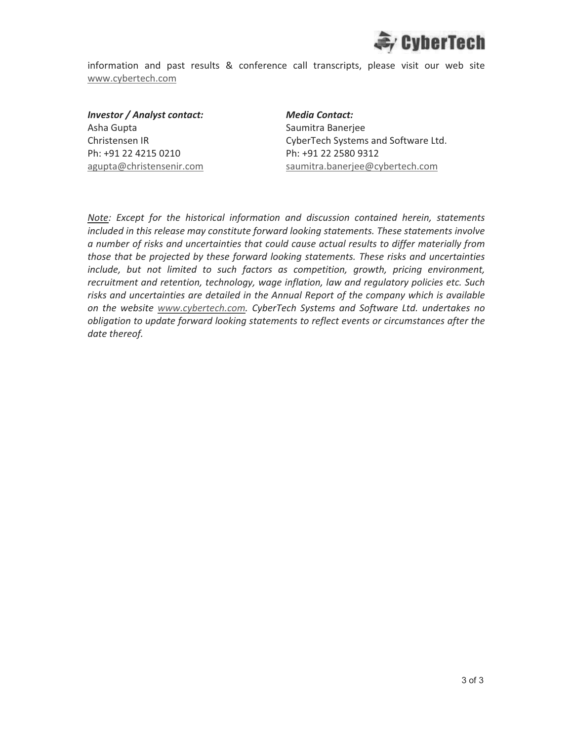information and past results & conference call transcripts, please visit our web site www.cybertech.com

***Investor / Analyst contact:***
Asha Gupta
Christensen IR
Ph: +91 22 4215 0210
agupta@christensenir.com

***Media Contact:***
Saumitra Banerjee
CyberTech Systems and Software Ltd.
Ph: +91 22 2580 9312
saumitra.banerjee@cybertech.com

*Note: Except for the historical information and discussion contained herein, statements included in this release may constitute forward looking statements. These statements involve a number of risks and uncertainties that could cause actual results to differ materially from those that be projected by these forward looking statements. These risks and uncertainties include, but not limited to such factors as competition, growth, pricing environment, recruitment and retention, technology, wage inflation, law and regulatory policies etc. Such risks and uncertainties are detailed in the Annual Report of the company which is available on the website www.cybertech.com. CyberTech Systems and Software Ltd. undertakes no obligation to update forward looking statements to reflect events or circumstances after the date thereof.*